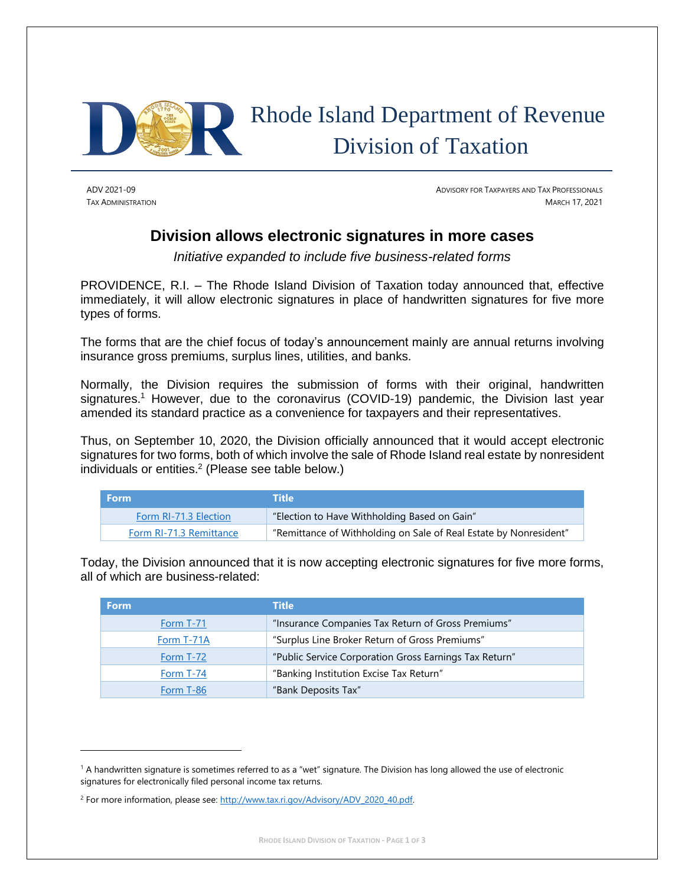# Rhode Island Department of Revenue Division of Taxation

ADV 2021-09
TAX ADMINISTRATION

ADVISORY FOR TAXPAYERS AND TAX PROFESSIONALS
MARCH 17, 2021

## Division allows electronic signatures in more cases

*Initiative expanded to include five business-related forms*

PROVIDENCE, R.I. – The Rhode Island Division of Taxation today announced that, effective immediately, it will allow electronic signatures in place of handwritten signatures for five more types of forms.

The forms that are the chief focus of today's announcement mainly are annual returns involving insurance gross premiums, surplus lines, utilities, and banks.

Normally, the Division requires the submission of forms with their original, handwritten signatures.[1] However, due to the coronavirus (COVID-19) pandemic, the Division last year amended its standard practice as a convenience for taxpayers and their representatives.

Thus, on September 10, 2020, the Division officially announced that it would accept electronic signatures for two forms, both of which involve the sale of Rhode Island real estate by nonresident individuals or entities.[2] (Please see table below.)

| Form | Title |
| --- | --- |
| Form RI-71.3 Election | "Election to Have Withholding Based on Gain" |
| Form RI-71.3 Remittance | "Remittance of Withholding on Sale of Real Estate by Nonresident" |

Today, the Division announced that it is now accepting electronic signatures for five more forms, all of which are business-related:

| Form | Title |
| --- | --- |
| Form T-71 | "Insurance Companies Tax Return of Gross Premiums" |
| Form T-71A | "Surplus Line Broker Return of Gross Premiums" |
| Form T-72 | "Public Service Corporation Gross Earnings Tax Return" |
| Form T-74 | "Banking Institution Excise Tax Return" |
| Form T-86 | "Bank Deposits Tax" |

---

[1] A handwritten signature is sometimes referred to as a "wet" signature. The Division has long allowed the use of electronic signatures for electronically filed personal income tax returns.

[2] For more information, please see: http://www.tax.ri.gov/Advisory/ADV_2020_40.pdf.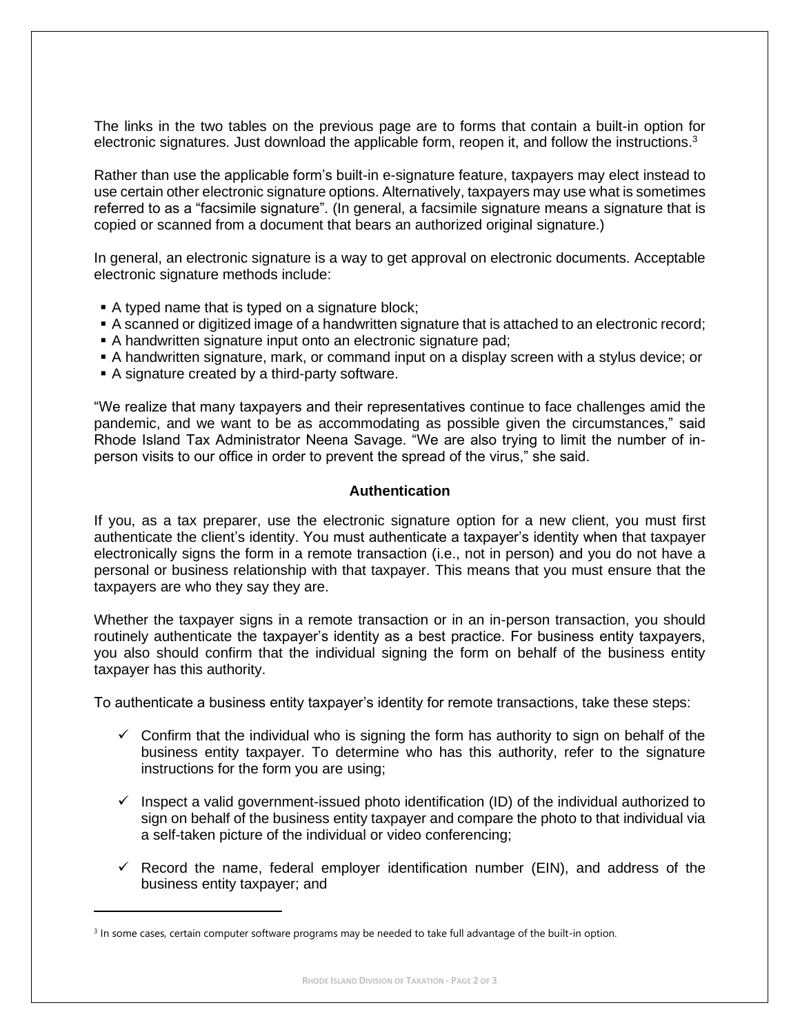The links in the two tables on the previous page are to forms that contain a built-in option for electronic signatures. Just download the applicable form, reopen it, and follow the instructions.[3]

Rather than use the applicable form's built-in e-signature feature, taxpayers may elect instead to use certain other electronic signature options. Alternatively, taxpayers may use what is sometimes referred to as a "facsimile signature". (In general, a facsimile signature means a signature that is copied or scanned from a document that bears an authorized original signature.)

In general, an electronic signature is a way to get approval on electronic documents. Acceptable electronic signature methods include:

- A typed name that is typed on a signature block;
- A scanned or digitized image of a handwritten signature that is attached to an electronic record;
- A handwritten signature input onto an electronic signature pad;
- A handwritten signature, mark, or command input on a display screen with a stylus device; or
- A signature created by a third-party software.

"We realize that many taxpayers and their representatives continue to face challenges amid the pandemic, and we want to be as accommodating as possible given the circumstances," said Rhode Island Tax Administrator Neena Savage. "We are also trying to limit the number of in-person visits to our office in order to prevent the spread of the virus," she said.

### Authentication

If you, as a tax preparer, use the electronic signature option for a new client, you must first authenticate the client's identity. You must authenticate a taxpayer's identity when that taxpayer electronically signs the form in a remote transaction (i.e., not in person) and you do not have a personal or business relationship with that taxpayer. This means that you must ensure that the taxpayers are who they say they are.

Whether the taxpayer signs in a remote transaction or in an in-person transaction, you should routinely authenticate the taxpayer's identity as a best practice. For business entity taxpayers, you also should confirm that the individual signing the form on behalf of the business entity taxpayer has this authority.

To authenticate a business entity taxpayer's identity for remote transactions, take these steps:

- ✓ Confirm that the individual who is signing the form has authority to sign on behalf of the business entity taxpayer. To determine who has this authority, refer to the signature instructions for the form you are using;
- ✓ Inspect a valid government-issued photo identification (ID) of the individual authorized to sign on behalf of the business entity taxpayer and compare the photo to that individual via a self-taken picture of the individual or video conferencing;
- ✓ Record the name, federal employer identification number (EIN), and address of the business entity taxpayer; and

[3] In some cases, certain computer software programs may be needed to take full advantage of the built-in option.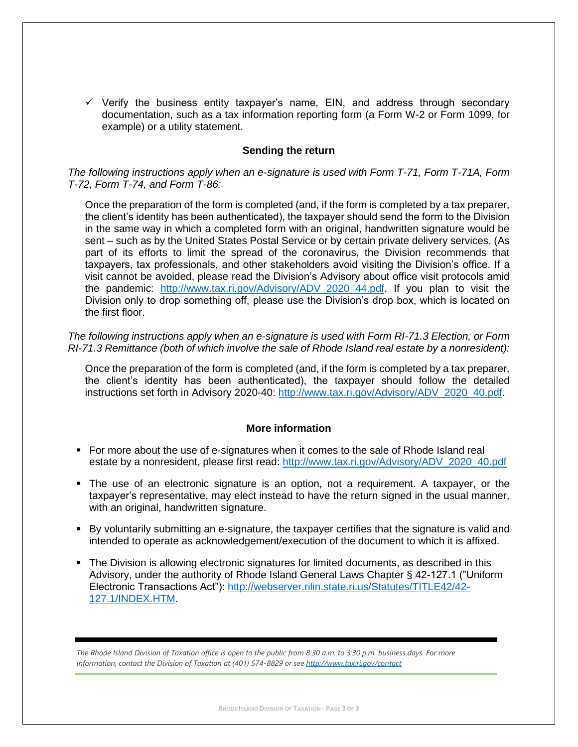- ✓ Verify the business entity taxpayer's name, EIN, and address through secondary documentation, such as a tax information reporting form (a Form W-2 or Form 1099, for example) or a utility statement.

### Sending the return

*The following instructions apply when an e-signature is used with Form T-71, Form T-71A, Form T-72, Form T-74, and Form T-86:*

Once the preparation of the form is completed (and, if the form is completed by a tax preparer, the client's identity has been authenticated), the taxpayer should send the form to the Division in the same way in which a completed form with an original, handwritten signature would be sent – such as by the United States Postal Service or by certain private delivery services. (As part of its efforts to limit the spread of the coronavirus, the Division recommends that taxpayers, tax professionals, and other stakeholders avoid visiting the Division's office. If a visit cannot be avoided, please read the Division's Advisory about office visit protocols amid the pandemic: http://www.tax.ri.gov/Advisory/ADV_2020_44.pdf. If you plan to visit the Division only to drop something off, please use the Division's drop box, which is located on the first floor.

*The following instructions apply when an e-signature is used with Form RI-71.3 Election, or Form RI-71.3 Remittance (both of which involve the sale of Rhode Island real estate by a nonresident):*

Once the preparation of the form is completed (and, if the form is completed by a tax preparer, the client's identity has been authenticated), the taxpayer should follow the detailed instructions set forth in Advisory 2020-40: http://www.tax.ri.gov/Advisory/ADV_2020_40.pdf.

### More information

- For more about the use of e-signatures when it comes to the sale of Rhode Island real estate by a nonresident, please first read: http://www.tax.ri.gov/Advisory/ADV_2020_40.pdf
- The use of an electronic signature is an option, not a requirement. A taxpayer, or the taxpayer's representative, may elect instead to have the return signed in the usual manner, with an original, handwritten signature.
- By voluntarily submitting an e-signature, the taxpayer certifies that the signature is valid and intended to operate as acknowledgement/execution of the document to which it is affixed.
- The Division is allowing electronic signatures for limited documents, as described in this Advisory, under the authority of Rhode Island General Laws Chapter § 42-127.1 ("Uniform Electronic Transactions Act"): http://webserver.rilin.state.ri.us/Statutes/TITLE42/42-127.1/INDEX.HTM.

*The Rhode Island Division of Taxation office is open to the public from 8:30 a.m. to 3:30 p.m. business days. For more information, contact the Division of Taxation at (401) 574-8829 or see http://www.tax.ri.gov/contact*